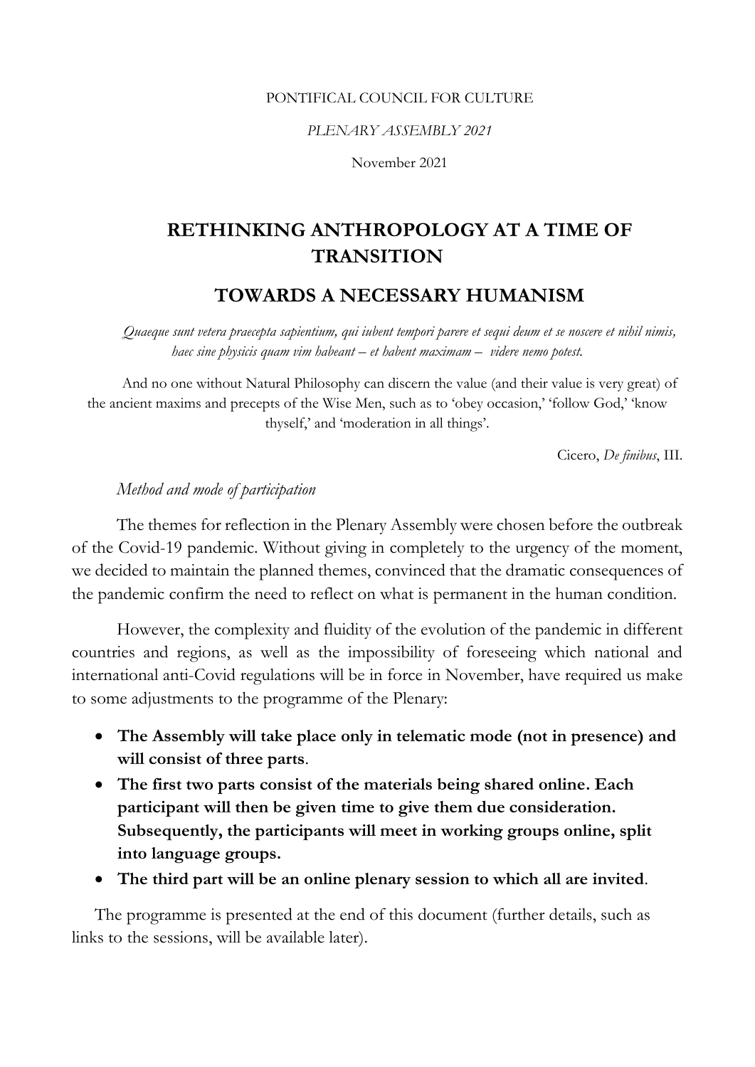PONTIFICAL COUNCIL FOR CULTURE

*PLENARY ASSEMBLY 2021*

November 2021

# RETHINKING ANTHROPOLOGY AT A TIME OF TRANSITION

# TOWARDS A NECESSARY HUMANISM

*Quaeque sunt vetera praecepta sapientium, qui iubent tempori parere et sequi deum et se noscere et nihil nimis, haec sine physicis quam vim habeant – et habent maximam – videre nemo potest.*

And no one without Natural Philosophy can discern the value (and their value is very great) of the ancient maxims and precepts of the Wise Men, such as to 'obey occasion,' 'follow God,' 'know thyself,' and 'moderation in all things'.

Cicero, *De finibus*, III.

*Method and mode of participation*

The themes for reflection in the Plenary Assembly were chosen before the outbreak of the Covid-19 pandemic. Without giving in completely to the urgency of the moment, we decided to maintain the planned themes, convinced that the dramatic consequences of the pandemic confirm the need to reflect on what is permanent in the human condition.

However, the complexity and fluidity of the evolution of the pandemic in different countries and regions, as well as the impossibility of foreseeing which national and international anti-Covid regulations will be in force in November, have required us make to some adjustments to the programme of the Plenary:

- **The Assembly will take place only in telematic mode (not in presence) and will consist of three parts**.
- **The first two parts consist of the materials being shared online. Each participant will then be given time to give them due consideration. Subsequently, the participants will meet in working groups online, split into language groups.**
- **The third part will be an online plenary session to which all are invited**.

The programme is presented at the end of this document (further details, such as links to the sessions, will be available later).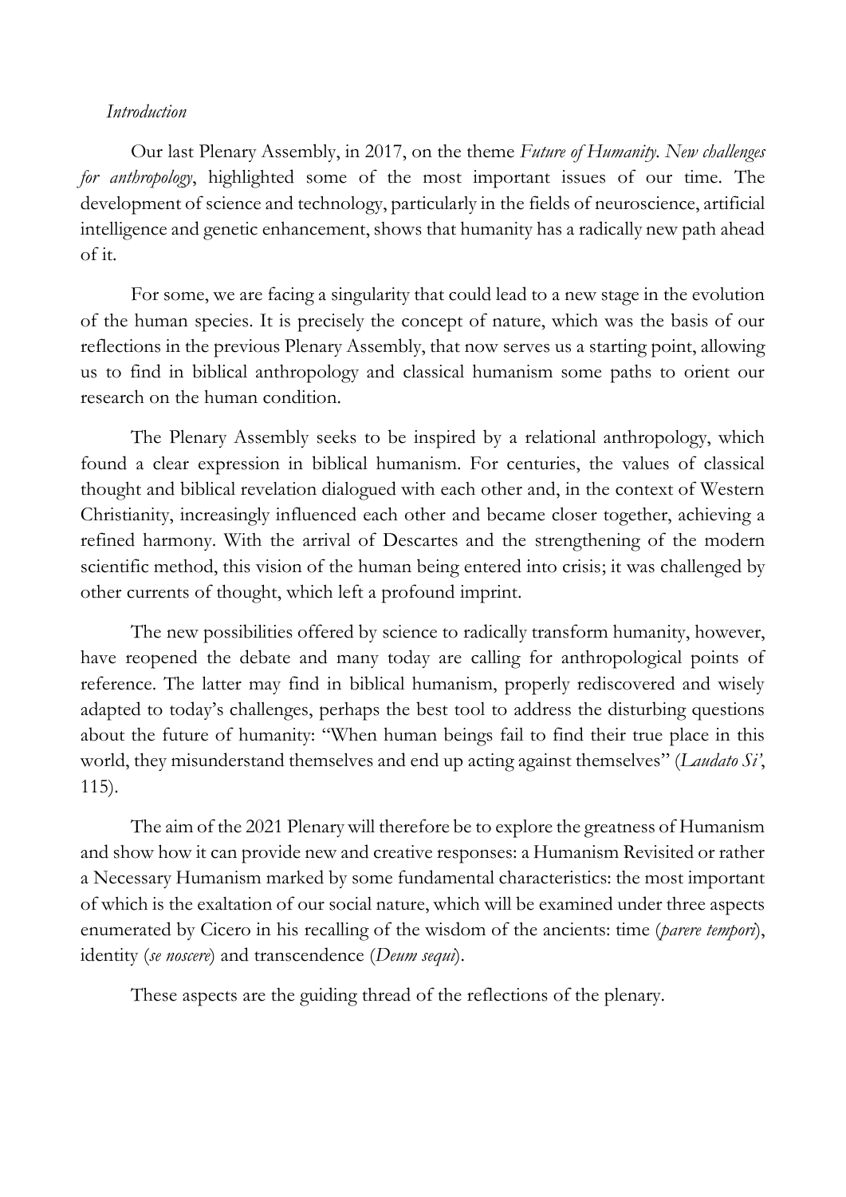*Introduction*

Our last Plenary Assembly, in 2017, on the theme *Future of Humanity. New challenges for anthropology*, highlighted some of the most important issues of our time. The development of science and technology, particularly in the fields of neuroscience, artificial intelligence and genetic enhancement, shows that humanity has a radically new path ahead of it.

For some, we are facing a singularity that could lead to a new stage in the evolution of the human species. It is precisely the concept of nature, which was the basis of our reflections in the previous Plenary Assembly, that now serves us a starting point, allowing us to find in biblical anthropology and classical humanism some paths to orient our research on the human condition.

The Plenary Assembly seeks to be inspired by a relational anthropology, which found a clear expression in biblical humanism. For centuries, the values of classical thought and biblical revelation dialogued with each other and, in the context of Western Christianity, increasingly influenced each other and became closer together, achieving a refined harmony. With the arrival of Descartes and the strengthening of the modern scientific method, this vision of the human being entered into crisis; it was challenged by other currents of thought, which left a profound imprint.

The new possibilities offered by science to radically transform humanity, however, have reopened the debate and many today are calling for anthropological points of reference. The latter may find in biblical humanism, properly rediscovered and wisely adapted to today's challenges, perhaps the best tool to address the disturbing questions about the future of humanity: "When human beings fail to find their true place in this world, they misunderstand themselves and end up acting against themselves" (*Laudato Si'*, 115).

The aim of the 2021 Plenary will therefore be to explore the greatness of Humanism and show how it can provide new and creative responses: a Humanism Revisited or rather a Necessary Humanism marked by some fundamental characteristics: the most important of which is the exaltation of our social nature, which will be examined under three aspects enumerated by Cicero in his recalling of the wisdom of the ancients: time (*parere tempori*), identity (*se noscere*) and transcendence (*Deum sequi*).

These aspects are the guiding thread of the reflections of the plenary.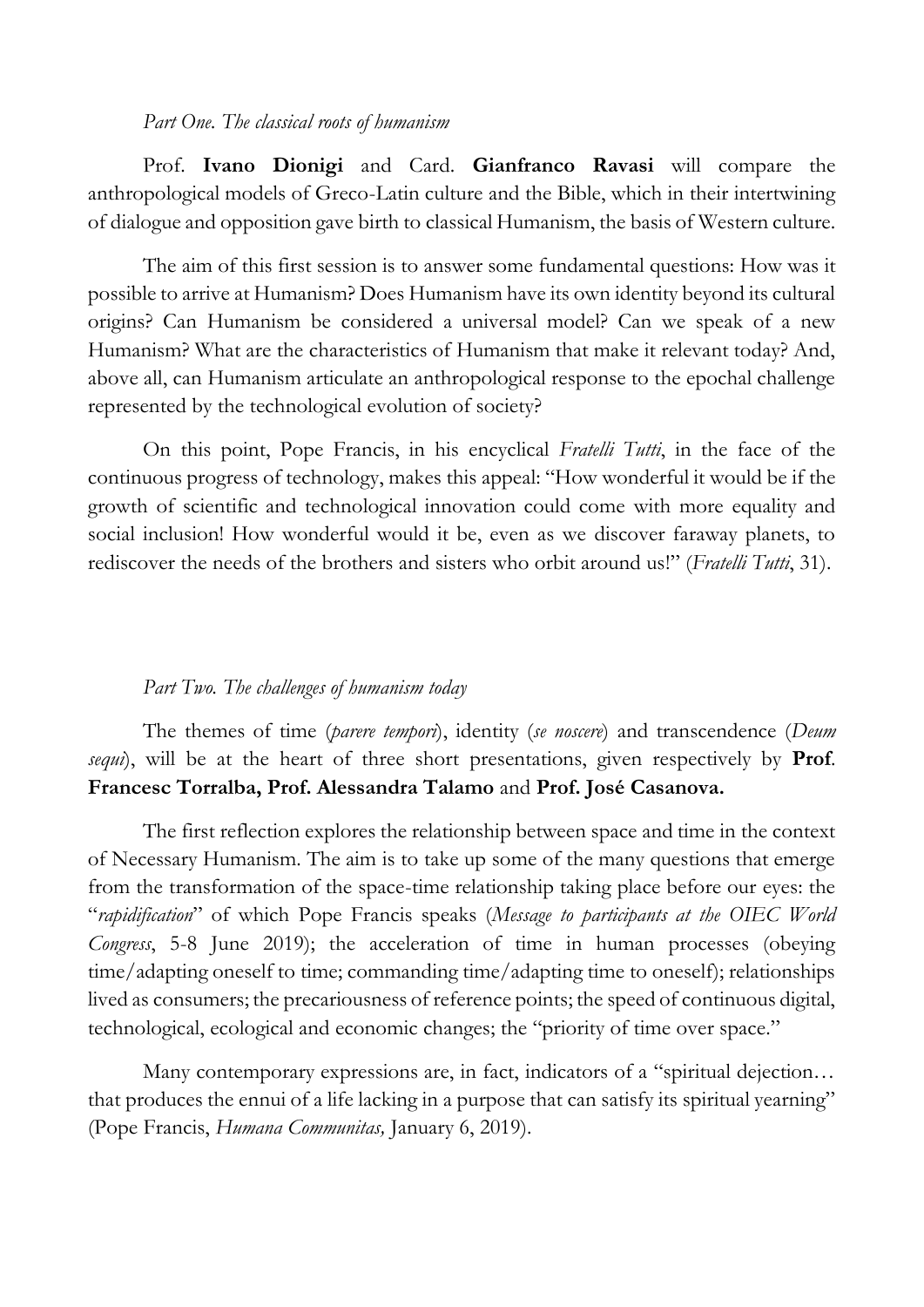*Part One. The classical roots of humanism*

Prof. **Ivano Dionigi** and Card. **Gianfranco Ravasi** will compare the anthropological models of Greco-Latin culture and the Bible, which in their intertwining of dialogue and opposition gave birth to classical Humanism, the basis of Western culture.

The aim of this first session is to answer some fundamental questions: How was it possible to arrive at Humanism? Does Humanism have its own identity beyond its cultural origins? Can Humanism be considered a universal model? Can we speak of a new Humanism? What are the characteristics of Humanism that make it relevant today? And, above all, can Humanism articulate an anthropological response to the epochal challenge represented by the technological evolution of society?

On this point, Pope Francis, in his encyclical *Fratelli Tutti*, in the face of the continuous progress of technology, makes this appeal: "How wonderful it would be if the growth of scientific and technological innovation could come with more equality and social inclusion! How wonderful would it be, even as we discover faraway planets, to rediscover the needs of the brothers and sisters who orbit around us!" (*Fratelli Tutti*, 31).

*Part Two. The challenges of humanism today*

The themes of time (*parere tempori*), identity (*se noscere*) and transcendence (*Deum sequi*), will be at the heart of three short presentations, given respectively by **Prof. Francesc Torralba, Prof. Alessandra Talamo** and **Prof. José Casanova.**

The first reflection explores the relationship between space and time in the context of Necessary Humanism. The aim is to take up some of the many questions that emerge from the transformation of the space-time relationship taking place before our eyes: the "*rapidification*" of which Pope Francis speaks (*Message to participants at the OIEC World Congress*, 5-8 June 2019); the acceleration of time in human processes (obeying time/adapting oneself to time; commanding time/adapting time to oneself); relationships lived as consumers; the precariousness of reference points; the speed of continuous digital, technological, ecological and economic changes; the "priority of time over space."

Many contemporary expressions are, in fact, indicators of a "spiritual dejection… that produces the ennui of a life lacking in a purpose that can satisfy its spiritual yearning" (Pope Francis, *Humana Communitas,* January 6, 2019).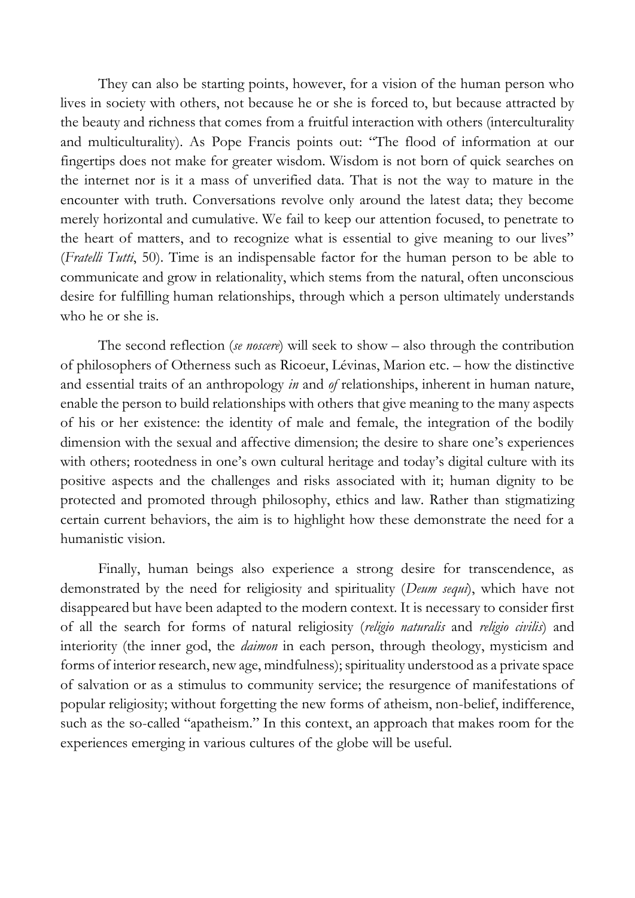They can also be starting points, however, for a vision of the human person who lives in society with others, not because he or she is forced to, but because attracted by the beauty and richness that comes from a fruitful interaction with others (interculturality and multiculturality). As Pope Francis points out: "The flood of information at our fingertips does not make for greater wisdom. Wisdom is not born of quick searches on the internet nor is it a mass of unverified data. That is not the way to mature in the encounter with truth. Conversations revolve only around the latest data; they become merely horizontal and cumulative. We fail to keep our attention focused, to penetrate to the heart of matters, and to recognize what is essential to give meaning to our lives" (*Fratelli Tutti*, 50). Time is an indispensable factor for the human person to be able to communicate and grow in relationality, which stems from the natural, often unconscious desire for fulfilling human relationships, through which a person ultimately understands who he or she is.

The second reflection (*se noscere*) will seek to show – also through the contribution of philosophers of Otherness such as Ricoeur, Lévinas, Marion etc. – how the distinctive and essential traits of an anthropology *in* and *of* relationships, inherent in human nature, enable the person to build relationships with others that give meaning to the many aspects of his or her existence: the identity of male and female, the integration of the bodily dimension with the sexual and affective dimension; the desire to share one's experiences with others; rootedness in one's own cultural heritage and today's digital culture with its positive aspects and the challenges and risks associated with it; human dignity to be protected and promoted through philosophy, ethics and law. Rather than stigmatizing certain current behaviors, the aim is to highlight how these demonstrate the need for a humanistic vision.

Finally, human beings also experience a strong desire for transcendence, as demonstrated by the need for religiosity and spirituality (*Deum sequi*), which have not disappeared but have been adapted to the modern context. It is necessary to consider first of all the search for forms of natural religiosity (*religio naturalis* and *religio civilis*) and interiority (the inner god, the *daimon* in each person, through theology, mysticism and forms of interior research, new age, mindfulness); spirituality understood as a private space of salvation or as a stimulus to community service; the resurgence of manifestations of popular religiosity; without forgetting the new forms of atheism, non-belief, indifference, such as the so-called "apatheism." In this context, an approach that makes room for the experiences emerging in various cultures of the globe will be useful.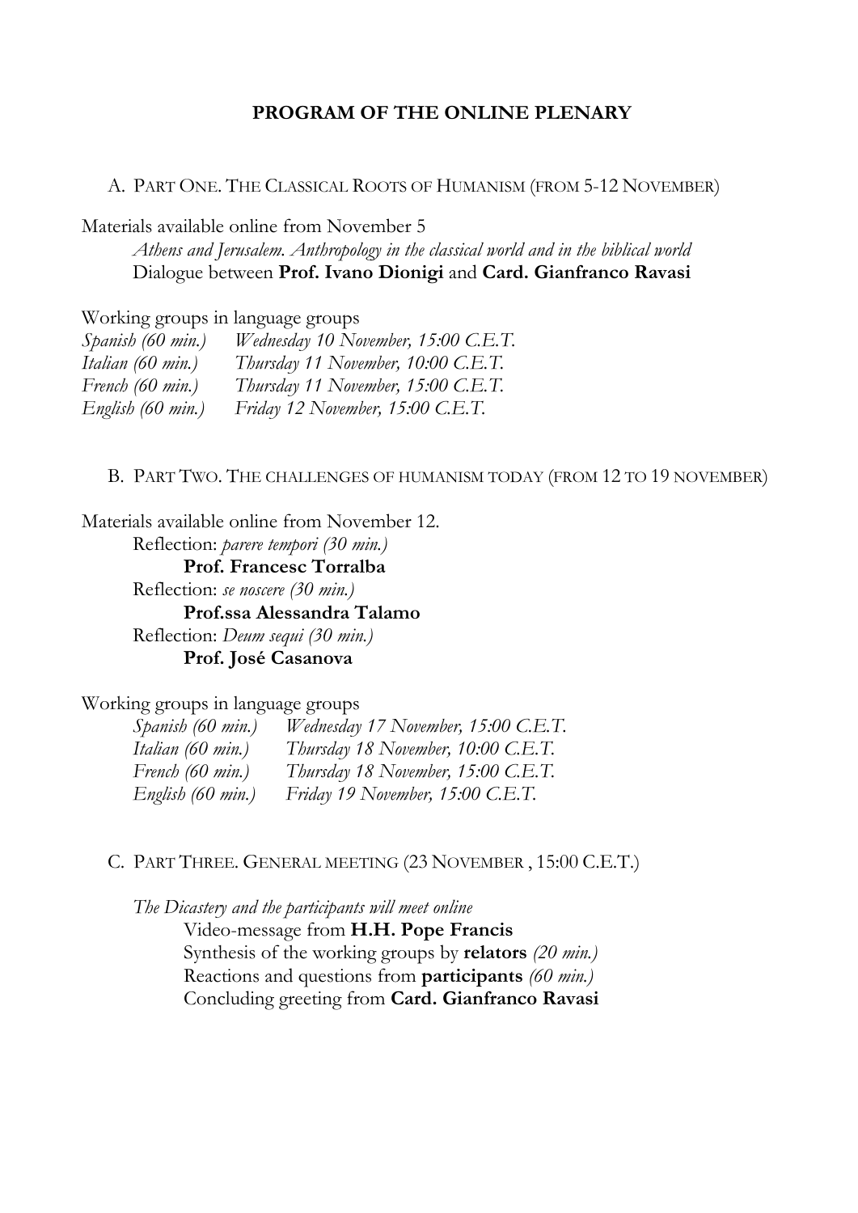## PROGRAM OF THE ONLINE PLENARY

A. PART ONE. THE CLASSICAL ROOTS OF HUMANISM (FROM 5-12 NOVEMBER)

Materials available online from November 5

*Athens and Jerusalem. Anthropology in the classical world and in the biblical world*
Dialogue between **Prof. Ivano Dionigi** and **Card. Gianfranco Ravasi**

Working groups in language groups

*Spanish (60 min.)* *Wednesday 10 November, 15:00 C.E.T.*
*Italian (60 min.)* *Thursday 11 November, 10:00 C.E.T.*
*French (60 min.)* *Thursday 11 November, 15:00 C.E.T.*
*English (60 min.)* *Friday 12 November, 15:00 C.E.T.*

B. PART TWO. THE CHALLENGES OF HUMANISM TODAY (FROM 12 TO 19 NOVEMBER)

Materials available online from November 12.

Reflection: *parere tempori (30 min.)*
**Prof. Francesc Torralba**
Reflection: *se noscere (30 min.)*
**Prof.ssa Alessandra Talamo**
Reflection: *Deum sequi (30 min.)*
**Prof. José Casanova**

Working groups in language groups

*Spanish (60 min.)* *Wednesday 17 November, 15:00 C.E.T.*
*Italian (60 min.)* *Thursday 18 November, 10:00 C.E.T.*
*French (60 min.)* *Thursday 18 November, 15:00 C.E.T.*
*English (60 min.)* *Friday 19 November, 15:00 C.E.T.*

C. PART THREE. GENERAL MEETING (23 NOVEMBER , 15:00 C.E.T.)

*The Dicastery and the participants will meet online*

Video-message from **H.H. Pope Francis**
Synthesis of the working groups by **relators** *(20 min.)*
Reactions and questions from **participants** *(60 min.)*
Concluding greeting from **Card. Gianfranco Ravasi**